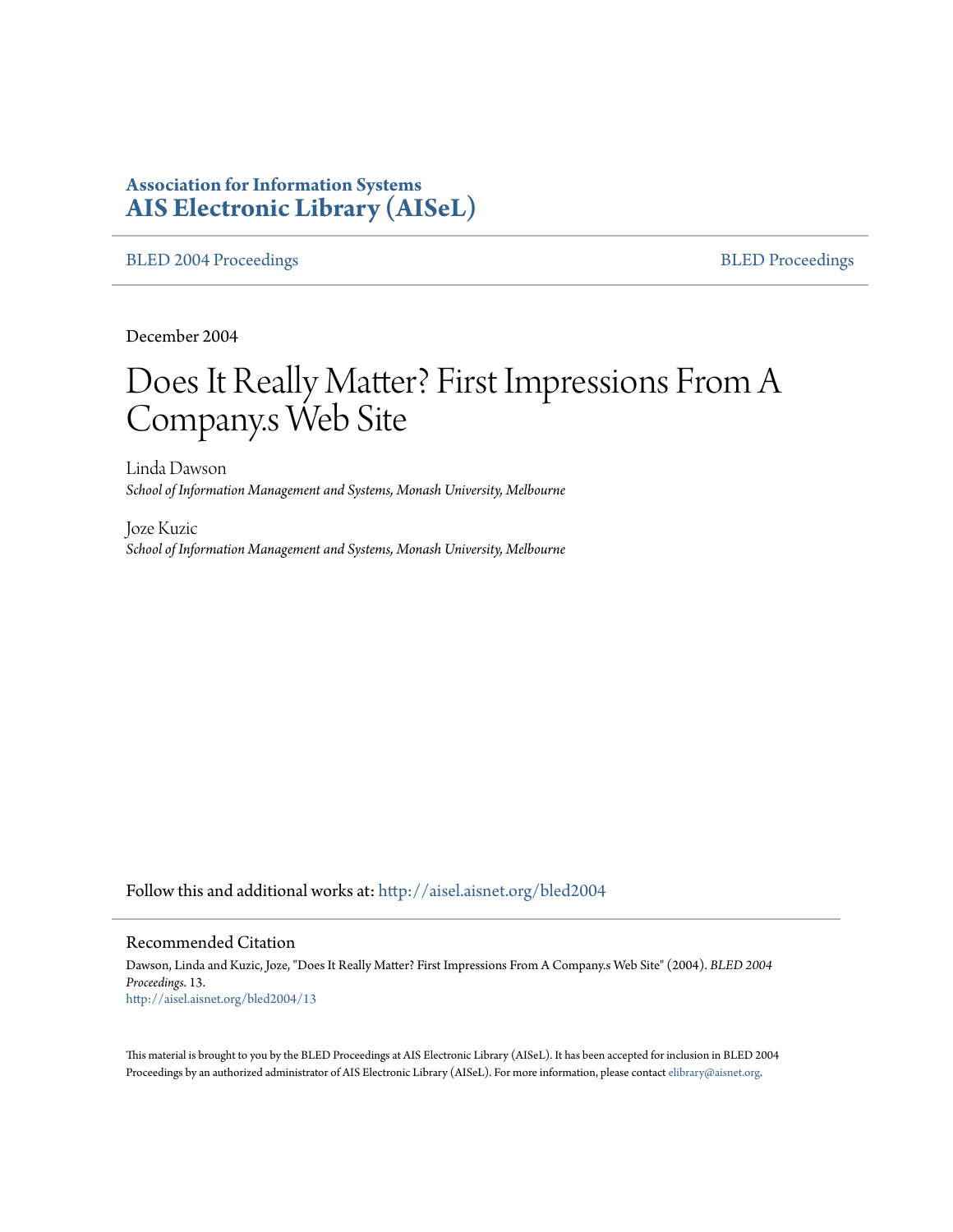**Association for Information Systems**
**AIS Electronic Library (AISeL)**

BLED 2004 Proceedings | BLED Proceedings

December 2004

# Does It Really Matter? First Impressions From A Company.s Web Site

Linda Dawson
*School of Information Management and Systems, Monash University, Melbourne*

Joze Kuzic
*School of Information Management and Systems, Monash University, Melbourne*

Follow this and additional works at: http://aisel.aisnet.org/bled2004

## Recommended Citation

Dawson, Linda and Kuzic, Joze, "Does It Really Matter? First Impressions From A Company.s Web Site" (2004). *BLED 2004 Proceedings*. 13.
http://aisel.aisnet.org/bled2004/13

This material is brought to you by the BLED Proceedings at AIS Electronic Library (AISeL). It has been accepted for inclusion in BLED 2004 Proceedings by an authorized administrator of AIS Electronic Library (AISeL). For more information, please contact elibrary@aisnet.org.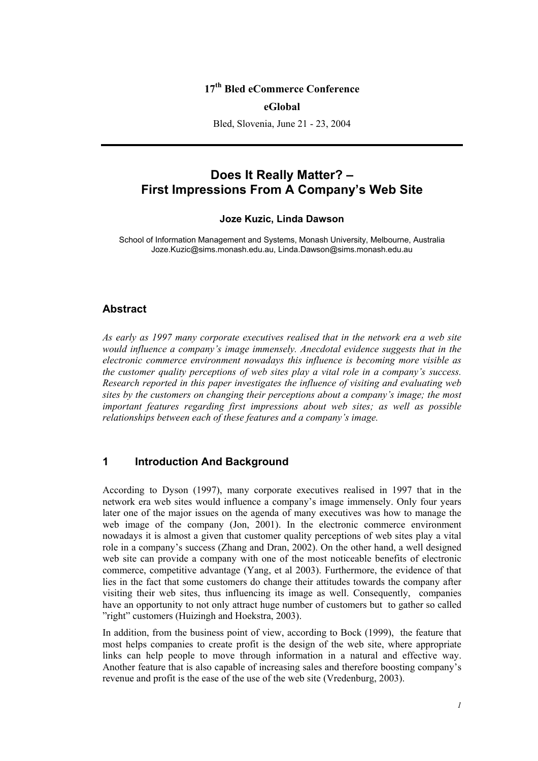17th Bled eCommerce Conference

**eGlobal**

Bled, Slovenia, June 21 - 23, 2004

# Does It Really Matter? – First Impressions From A Company's Web Site

**Joze Kuzic, Linda Dawson**

School of Information Management and Systems, Monash University, Melbourne, Australia
Joze.Kuzic@sims.monash.edu.au, Linda.Dawson@sims.monash.edu.au

## Abstract

*As early as 1997 many corporate executives realised that in the network era a web site would influence a company's image immensely. Anecdotal evidence suggests that in the electronic commerce environment nowadays this influence is becoming more visible as the customer quality perceptions of web sites play a vital role in a company's success. Research reported in this paper investigates the influence of visiting and evaluating web sites by the customers on changing their perceptions about a company's image; the most important features regarding first impressions about web sites; as well as possible relationships between each of these features and a company's image.*

## 1 Introduction And Background

According to Dyson (1997), many corporate executives realised in 1997 that in the network era web sites would influence a company's image immensely. Only four years later one of the major issues on the agenda of many executives was how to manage the web image of the company (Jon, 2001). In the electronic commerce environment nowadays it is almost a given that customer quality perceptions of web sites play a vital role in a company's success (Zhang and Dran, 2002). On the other hand, a well designed web site can provide a company with one of the most noticeable benefits of electronic commerce, competitive advantage (Yang, et al 2003). Furthermore, the evidence of that lies in the fact that some customers do change their attitudes towards the company after visiting their web sites, thus influencing its image as well. Consequently, companies have an opportunity to not only attract huge number of customers but to gather so called "right" customers (Huizingh and Hoekstra, 2003).

In addition, from the business point of view, according to Bock (1999), the feature that most helps companies to create profit is the design of the web site, where appropriate links can help people to move through information in a natural and effective way. Another feature that is also capable of increasing sales and therefore boosting company's revenue and profit is the ease of the use of the web site (Vredenburg, 2003).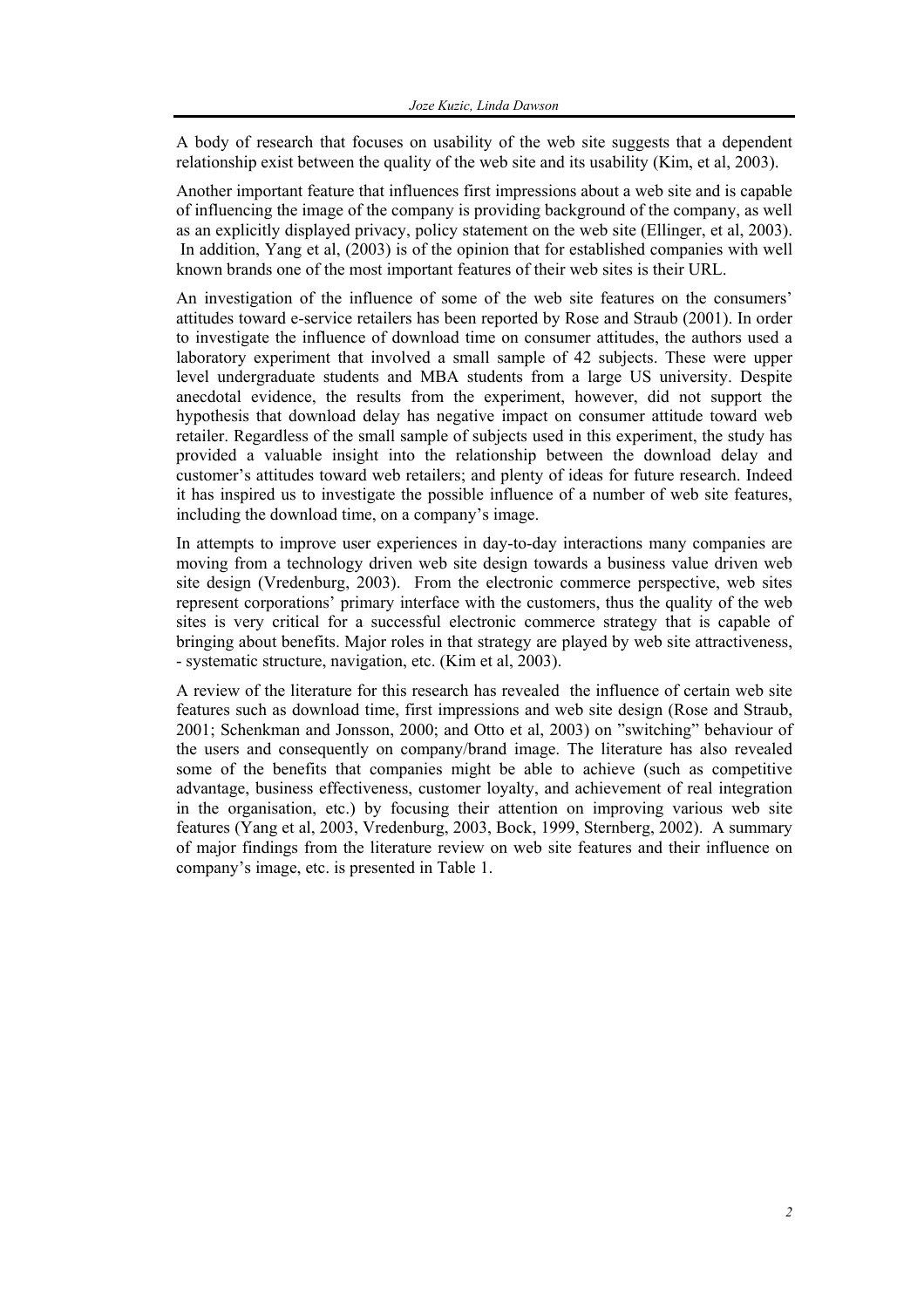A body of research that focuses on usability of the web site suggests that a dependent relationship exist between the quality of the web site and its usability (Kim, et al, 2003).

Another important feature that influences first impressions about a web site and is capable of influencing the image of the company is providing background of the company, as well as an explicitly displayed privacy, policy statement on the web site (Ellinger, et al, 2003). In addition, Yang et al, (2003) is of the opinion that for established companies with well known brands one of the most important features of their web sites is their URL.

An investigation of the influence of some of the web site features on the consumers' attitudes toward e-service retailers has been reported by Rose and Straub (2001). In order to investigate the influence of download time on consumer attitudes, the authors used a laboratory experiment that involved a small sample of 42 subjects. These were upper level undergraduate students and MBA students from a large US university. Despite anecdotal evidence, the results from the experiment, however, did not support the hypothesis that download delay has negative impact on consumer attitude toward web retailer. Regardless of the small sample of subjects used in this experiment, the study has provided a valuable insight into the relationship between the download delay and customer's attitudes toward web retailers; and plenty of ideas for future research. Indeed it has inspired us to investigate the possible influence of a number of web site features, including the download time, on a company's image.

In attempts to improve user experiences in day-to-day interactions many companies are moving from a technology driven web site design towards a business value driven web site design (Vredenburg, 2003). From the electronic commerce perspective, web sites represent corporations' primary interface with the customers, thus the quality of the web sites is very critical for a successful electronic commerce strategy that is capable of bringing about benefits. Major roles in that strategy are played by web site attractiveness, - systematic structure, navigation, etc. (Kim et al, 2003).

A review of the literature for this research has revealed the influence of certain web site features such as download time, first impressions and web site design (Rose and Straub, 2001; Schenkman and Jonsson, 2000; and Otto et al, 2003) on "switching" behaviour of the users and consequently on company/brand image. The literature has also revealed some of the benefits that companies might be able to achieve (such as competitive advantage, business effectiveness, customer loyalty, and achievement of real integration in the organisation, etc.) by focusing their attention on improving various web site features (Yang et al, 2003, Vredenburg, 2003, Bock, 1999, Sternberg, 2002). A summary of major findings from the literature review on web site features and their influence on company's image, etc. is presented in Table 1.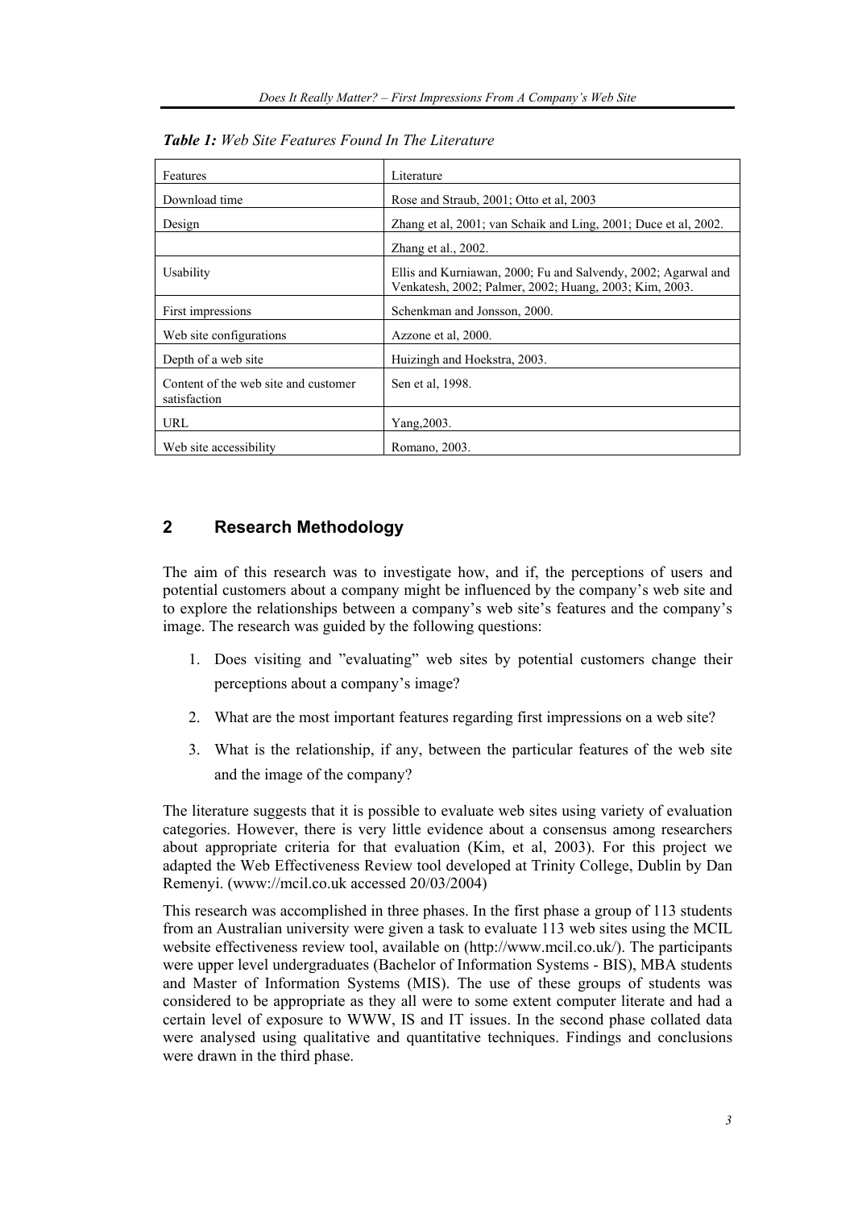***Table 1:** Web Site Features Found In The Literature*

| Features | Literature |
|---|---|
| Download time | Rose and Straub, 2001; Otto et al, 2003 |
| Design | Zhang et al, 2001; van Schaik and Ling, 2001; Duce et al, 2002. |
| | Zhang et al., 2002. |
| Usability | Ellis and Kurniawan, 2000; Fu and Salvendy, 2002; Agarwal and Venkatesh, 2002; Palmer, 2002; Huang, 2003; Kim, 2003. |
| First impressions | Schenkman and Jonsson, 2000. |
| Web site configurations | Azzone et al, 2000. |
| Depth of a web site | Huizingh and Hoekstra, 2003. |
| Content of the web site and customer satisfaction | Sen et al, 1998. |
| URL | Yang,2003. |
| Web site accessibility | Romano, 2003. |

## 2 Research Methodology

The aim of this research was to investigate how, and if, the perceptions of users and potential customers about a company might be influenced by the company's web site and to explore the relationships between a company's web site's features and the company's image. The research was guided by the following questions:

1. Does visiting and "evaluating" web sites by potential customers change their perceptions about a company's image?
2. What are the most important features regarding first impressions on a web site?
3. What is the relationship, if any, between the particular features of the web site and the image of the company?

The literature suggests that it is possible to evaluate web sites using variety of evaluation categories. However, there is very little evidence about a consensus among researchers about appropriate criteria for that evaluation (Kim, et al, 2003). For this project we adapted the Web Effectiveness Review tool developed at Trinity College, Dublin by Dan Remenyi. (www://mcil.co.uk accessed 20/03/2004)

This research was accomplished in three phases. In the first phase a group of 113 students from an Australian university were given a task to evaluate 113 web sites using the MCIL website effectiveness review tool, available on (http://www.mcil.co.uk/). The participants were upper level undergraduates (Bachelor of Information Systems - BIS), MBA students and Master of Information Systems (MIS). The use of these groups of students was considered to be appropriate as they all were to some extent computer literate and had a certain level of exposure to WWW, IS and IT issues. In the second phase collated data were analysed using qualitative and quantitative techniques. Findings and conclusions were drawn in the third phase.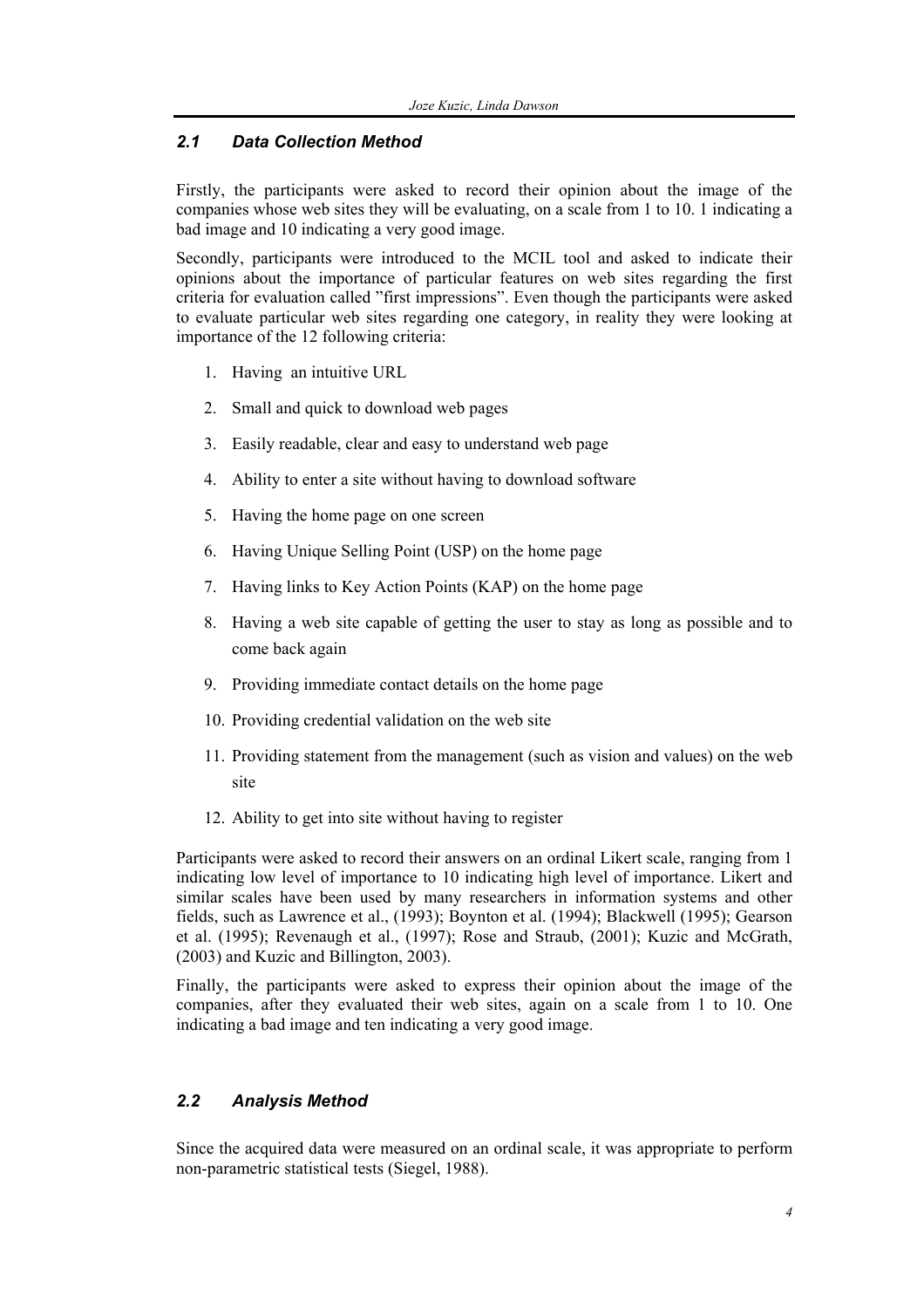### *2.1 Data Collection Method*

Firstly, the participants were asked to record their opinion about the image of the companies whose web sites they will be evaluating, on a scale from 1 to 10. 1 indicating a bad image and 10 indicating a very good image.

Secondly, participants were introduced to the MCIL tool and asked to indicate their opinions about the importance of particular features on web sites regarding the first criteria for evaluation called "first impressions". Even though the participants were asked to evaluate particular web sites regarding one category, in reality they were looking at importance of the 12 following criteria:

1. Having an intuitive URL
2. Small and quick to download web pages
3. Easily readable, clear and easy to understand web page
4. Ability to enter a site without having to download software
5. Having the home page on one screen
6. Having Unique Selling Point (USP) on the home page
7. Having links to Key Action Points (KAP) on the home page
8. Having a web site capable of getting the user to stay as long as possible and to come back again
9. Providing immediate contact details on the home page
10. Providing credential validation on the web site
11. Providing statement from the management (such as vision and values) on the web site
12. Ability to get into site without having to register

Participants were asked to record their answers on an ordinal Likert scale, ranging from 1 indicating low level of importance to 10 indicating high level of importance. Likert and similar scales have been used by many researchers in information systems and other fields, such as Lawrence et al., (1993); Boynton et al. (1994); Blackwell (1995); Gearson et al. (1995); Revenaugh et al., (1997); Rose and Straub, (2001); Kuzic and McGrath, (2003) and Kuzic and Billington, 2003).

Finally, the participants were asked to express their opinion about the image of the companies, after they evaluated their web sites, again on a scale from 1 to 10. One indicating a bad image and ten indicating a very good image.

### *2.2 Analysis Method*

Since the acquired data were measured on an ordinal scale, it was appropriate to perform non-parametric statistical tests (Siegel, 1988).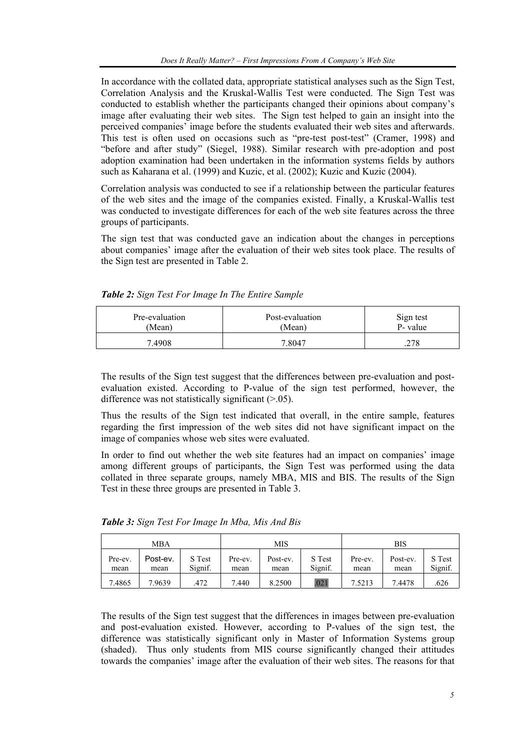In accordance with the collated data, appropriate statistical analyses such as the Sign Test, Correlation Analysis and the Kruskal-Wallis Test were conducted. The Sign Test was conducted to establish whether the participants changed their opinions about company's image after evaluating their web sites. The Sign test helped to gain an insight into the perceived companies' image before the students evaluated their web sites and afterwards. This test is often used on occasions such as "pre-test post-test" (Cramer, 1998) and "before and after study" (Siegel, 1988). Similar research with pre-adoption and post adoption examination had been undertaken in the information systems fields by authors such as Kaharana et al. (1999) and Kuzic, et al. (2002); Kuzic and Kuzic (2004).

Correlation analysis was conducted to see if a relationship between the particular features of the web sites and the image of the companies existed. Finally, a Kruskal-Wallis test was conducted to investigate differences for each of the web site features across the three groups of participants.

The sign test that was conducted gave an indication about the changes in perceptions about companies' image after the evaluation of their web sites took place. The results of the Sign test are presented in Table 2.

***Table 2:*** *Sign Test For Image In The Entire Sample*

| Pre-evaluation (Mean) | Post-evaluation (Mean) | Sign test P- value |
|---|---|---|
| 7.4908 | 7.8047 | .278 |

The results of the Sign test suggest that the differences between pre-evaluation and post-evaluation existed. According to P-value of the sign test performed, however, the difference was not statistically significant (>.05).

Thus the results of the Sign test indicated that overall, in the entire sample, features regarding the first impression of the web sites did not have significant impact on the image of companies whose web sites were evaluated.

In order to find out whether the web site features had an impact on companies' image among different groups of participants, the Sign Test was performed using the data collated in three separate groups, namely MBA, MIS and BIS. The results of the Sign Test in these three groups are presented in Table 3.

***Table 3:*** *Sign Test For Image In Mba, Mis And Bis*

| MBA | | | MIS | | | BIS | | |
|---|---|---|---|---|---|---|---|---|
| Pre-ev. mean | Post-ev. mean | S Test Signif. | Pre-ev. mean | Post-ev. mean | S Test Signif. | Pre-ev. mean | Post-ev. mean | S Test Signif. |
| 7.4865 | 7.9639 | .472 | 7.440 | 8.2500 | .021 | 7.5213 | 7.4478 | .626 |

The results of the Sign test suggest that the differences in images between pre-evaluation and post-evaluation existed. However, according to P-values of the sign test, the difference was statistically significant only in Master of Information Systems group (shaded). Thus only students from MIS course significantly changed their attitudes towards the companies' image after the evaluation of their web sites. The reasons for that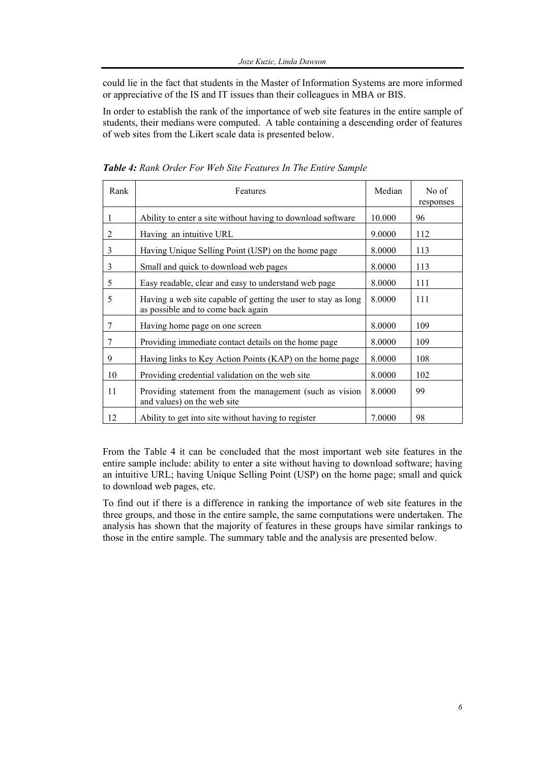could lie in the fact that students in the Master of Information Systems are more informed or appreciative of the IS and IT issues than their colleagues in MBA or BIS.

In order to establish the rank of the importance of web site features in the entire sample of students, their medians were computed. A table containing a descending order of features of web sites from the Likert scale data is presented below.

***Table 4:*** *Rank Order For Web Site Features In The Entire Sample*

| Rank | Features | Median | No of responses |
|---|---|---|---|
| 1 | Ability to enter a site without having to download software | 10.000 | 96 |
| 2 | Having an intuitive URL | 9.0000 | 112 |
| 3 | Having Unique Selling Point (USP) on the home page | 8.0000 | 113 |
| 3 | Small and quick to download web pages | 8.0000 | 113 |
| 5 | Easy readable, clear and easy to understand web page | 8.0000 | 111 |
| 5 | Having a web site capable of getting the user to stay as long as possible and to come back again | 8.0000 | 111 |
| 7 | Having home page on one screen | 8.0000 | 109 |
| 7 | Providing immediate contact details on the home page | 8.0000 | 109 |
| 9 | Having links to Key Action Points (KAP) on the home page | 8.0000 | 108 |
| 10 | Providing credential validation on the web site | 8.0000 | 102 |
| 11 | Providing statement from the management (such as vision and values) on the web site | 8.0000 | 99 |
| 12 | Ability to get into site without having to register | 7.0000 | 98 |

From the Table 4 it can be concluded that the most important web site features in the entire sample include: ability to enter a site without having to download software; having an intuitive URL; having Unique Selling Point (USP) on the home page; small and quick to download web pages, etc.

To find out if there is a difference in ranking the importance of web site features in the three groups, and those in the entire sample, the same computations were undertaken. The analysis has shown that the majority of features in these groups have similar rankings to those in the entire sample. The summary table and the analysis are presented below.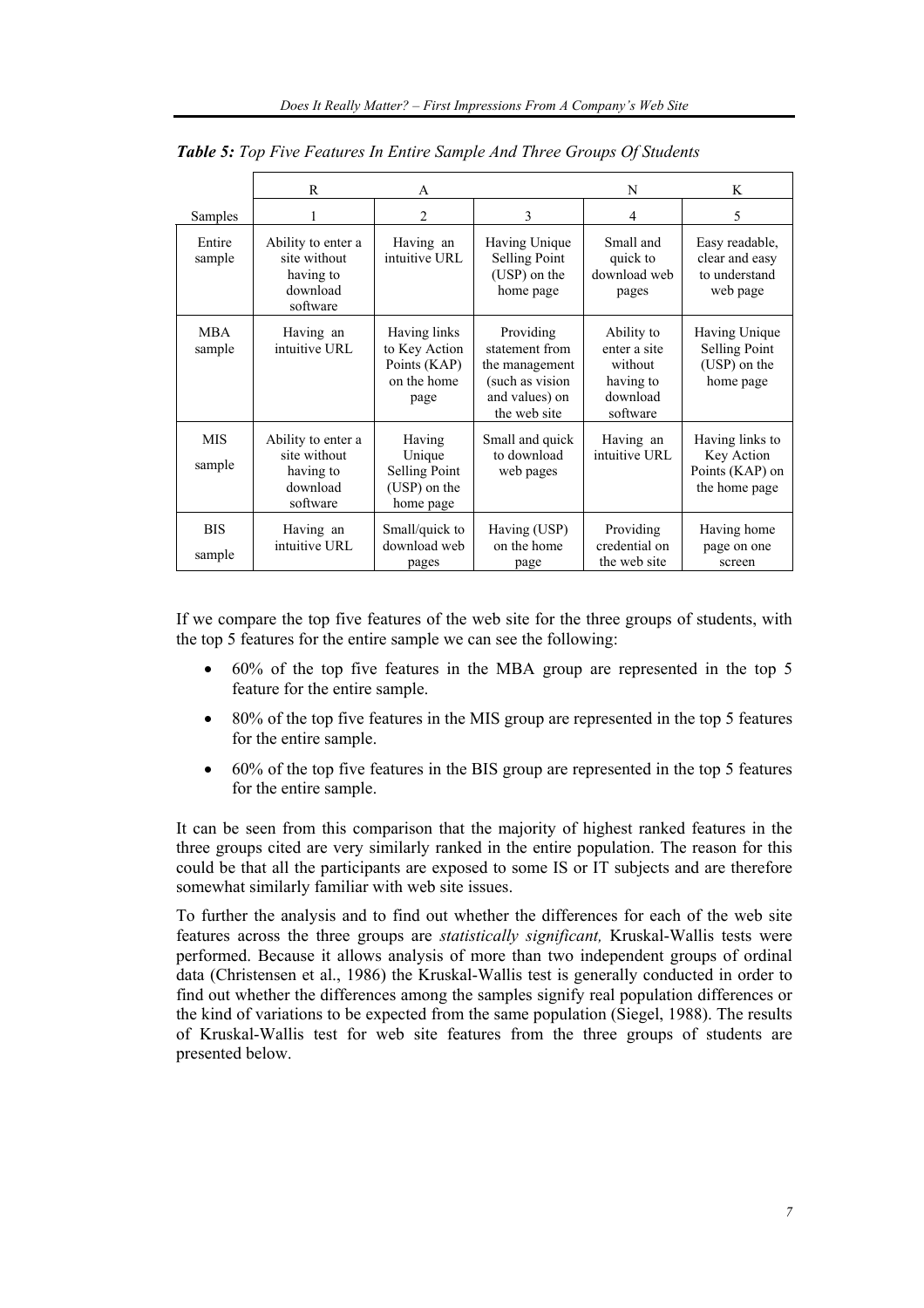*Table 5: Top Five Features In Entire Sample And Three Groups Of Students*

| | R | A | | N | K |
|---|---|---|---|---|---|
| Samples | 1 | 2 | 3 | 4 | 5 |
| Entire sample | Ability to enter a site without having to download software | Having an intuitive URL | Having Unique Selling Point (USP) on the home page | Small and quick to download web pages | Easy readable, clear and easy to understand web page |
| MBA sample | Having an intuitive URL | Having links to Key Action Points (KAP) on the home page | Providing statement from the management (such as vision and values) on the web site | Ability to enter a site without having to download software | Having Unique Selling Point (USP) on the home page |
| MIS sample | Ability to enter a site without having to download software | Having Unique Selling Point (USP) on the home page | Small and quick to download web pages | Having an intuitive URL | Having links to Key Action Points (KAP) on the home page |
| BIS sample | Having an intuitive URL | Small/quick to download web pages | Having (USP) on the home page | Providing credential on the web site | Having home page on one screen |

If we compare the top five features of the web site for the three groups of students, with the top 5 features for the entire sample we can see the following:

- 60% of the top five features in the MBA group are represented in the top 5 feature for the entire sample.
- 80% of the top five features in the MIS group are represented in the top 5 features for the entire sample.
- 60% of the top five features in the BIS group are represented in the top 5 features for the entire sample.

It can be seen from this comparison that the majority of highest ranked features in the three groups cited are very similarly ranked in the entire population. The reason for this could be that all the participants are exposed to some IS or IT subjects and are therefore somewhat similarly familiar with web site issues.

To further the analysis and to find out whether the differences for each of the web site features across the three groups are *statistically significant,* Kruskal-Wallis tests were performed. Because it allows analysis of more than two independent groups of ordinal data (Christensen et al., 1986) the Kruskal-Wallis test is generally conducted in order to find out whether the differences among the samples signify real population differences or the kind of variations to be expected from the same population (Siegel, 1988). The results of Kruskal-Wallis test for web site features from the three groups of students are presented below.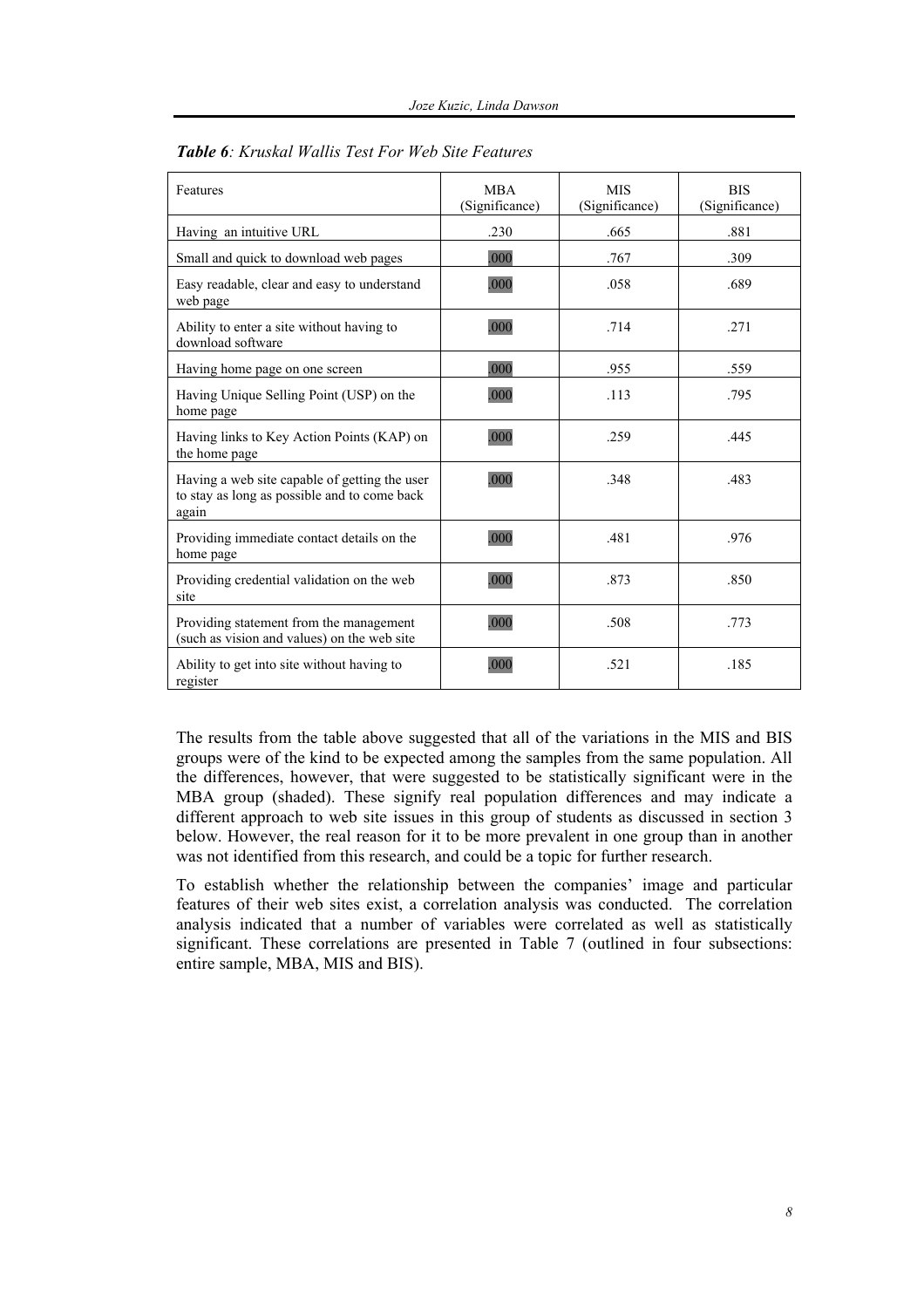***Table 6**: Kruskal Wallis Test For Web Site Features*

| Features | MBA (Significance) | MIS (Significance) | BIS (Significance) |
|---|---|---|---|
| Having an intuitive URL | .230 | .665 | .881 |
| Small and quick to download web pages | .000 | .767 | .309 |
| Easy readable, clear and easy to understand web page | .000 | .058 | .689 |
| Ability to enter a site without having to download software | .000 | .714 | .271 |
| Having home page on one screen | .000 | .955 | .559 |
| Having Unique Selling Point (USP) on the home page | .000 | .113 | .795 |
| Having links to Key Action Points (KAP) on the home page | .000 | .259 | .445 |
| Having a web site capable of getting the user to stay as long as possible and to come back again | .000 | .348 | .483 |
| Providing immediate contact details on the home page | .000 | .481 | .976 |
| Providing credential validation on the web site | .000 | .873 | .850 |
| Providing statement from the management (such as vision and values) on the web site | .000 | .508 | .773 |
| Ability to get into site without having to register | .000 | .521 | .185 |

The results from the table above suggested that all of the variations in the MIS and BIS groups were of the kind to be expected among the samples from the same population. All the differences, however, that were suggested to be statistically significant were in the MBA group (shaded). These signify real population differences and may indicate a different approach to web site issues in this group of students as discussed in section 3 below. However, the real reason for it to be more prevalent in one group than in another was not identified from this research, and could be a topic for further research.

To establish whether the relationship between the companies' image and particular features of their web sites exist, a correlation analysis was conducted. The correlation analysis indicated that a number of variables were correlated as well as statistically significant. These correlations are presented in Table 7 (outlined in four subsections: entire sample, MBA, MIS and BIS).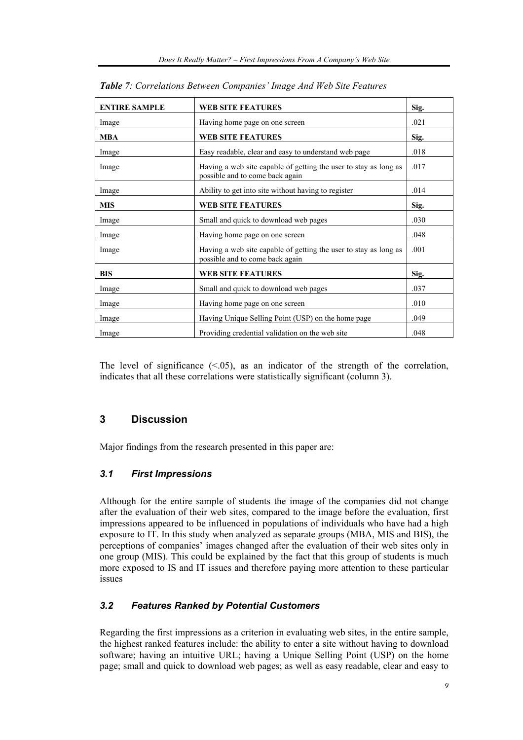***Table** 7: Correlations Between Companies' Image And Web Site Features*

| **ENTIRE SAMPLE** | **WEB SITE FEATURES** | **Sig.** |
|---|---|---|
| Image | Having home page on one screen | .021 |
| **MBA** | **WEB SITE FEATURES** | **Sig.** |
| Image | Easy readable, clear and easy to understand web page | .018 |
| Image | Having a web site capable of getting the user to stay as long as possible and to come back again | .017 |
| Image | Ability to get into site without having to register | .014 |
| **MIS** | **WEB SITE FEATURES** | **Sig.** |
| Image | Small and quick to download web pages | .030 |
| Image | Having home page on one screen | .048 |
| Image | Having a web site capable of getting the user to stay as long as possible and to come back again | .001 |
| **BIS** | **WEB SITE FEATURES** | **Sig.** |
| Image | Small and quick to download web pages | .037 |
| Image | Having home page on one screen | .010 |
| Image | Having Unique Selling Point (USP) on the home page | .049 |
| Image | Providing credential validation on the web site | .048 |

The level of significance (<.05), as an indicator of the strength of the correlation, indicates that all these correlations were statistically significant (column 3).

## 3 Discussion

Major findings from the research presented in this paper are:

### *3.1 First Impressions*

Although for the entire sample of students the image of the companies did not change after the evaluation of their web sites, compared to the image before the evaluation, first impressions appeared to be influenced in populations of individuals who have had a high exposure to IT. In this study when analyzed as separate groups (MBA, MIS and BIS), the perceptions of companies' images changed after the evaluation of their web sites only in one group (MIS). This could be explained by the fact that this group of students is much more exposed to IS and IT issues and therefore paying more attention to these particular issues

### *3.2 Features Ranked by Potential Customers*

Regarding the first impressions as a criterion in evaluating web sites, in the entire sample, the highest ranked features include: the ability to enter a site without having to download software; having an intuitive URL; having a Unique Selling Point (USP) on the home page; small and quick to download web pages; as well as easy readable, clear and easy to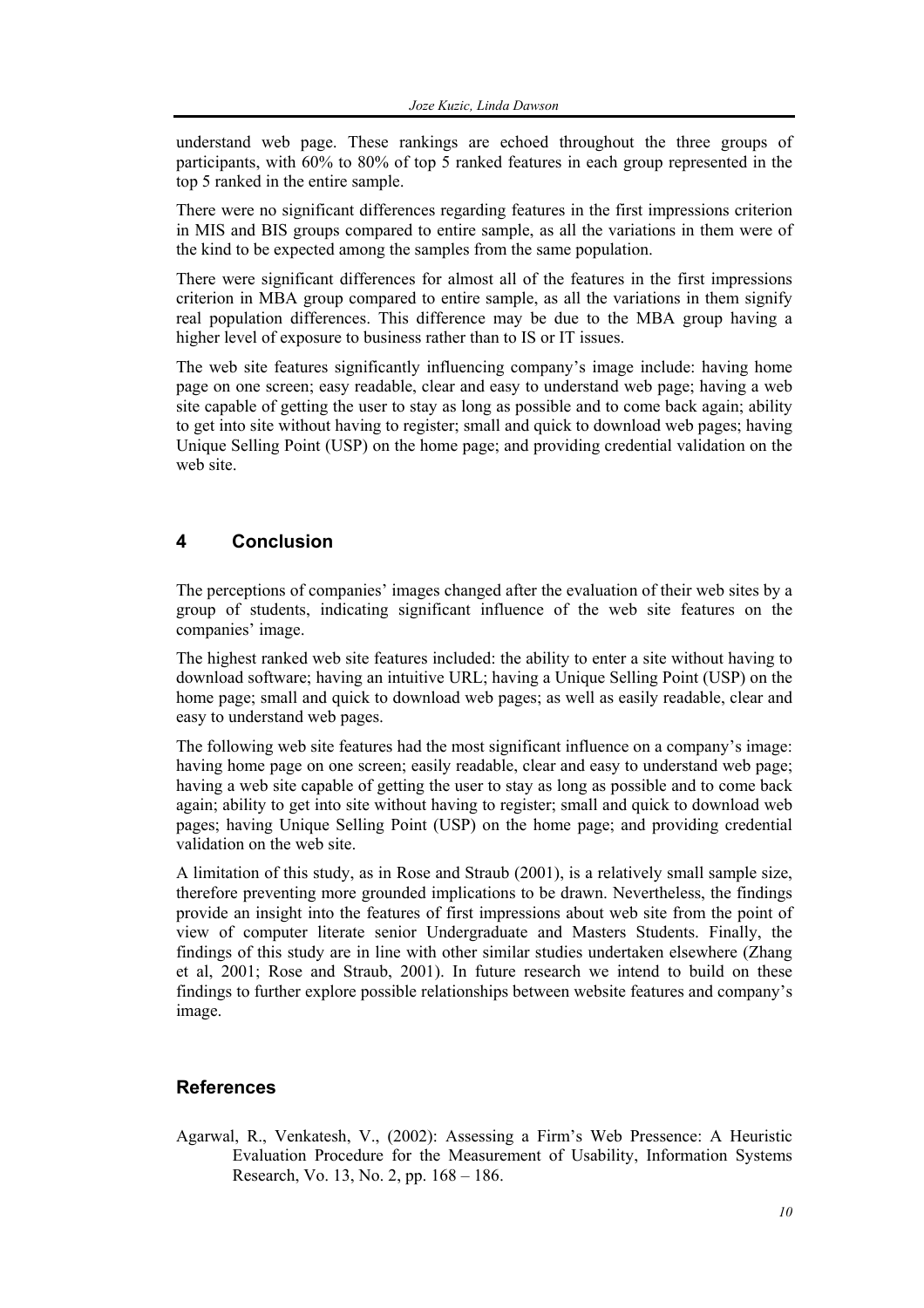understand web page. These rankings are echoed throughout the three groups of participants, with 60% to 80% of top 5 ranked features in each group represented in the top 5 ranked in the entire sample.

There were no significant differences regarding features in the first impressions criterion in MIS and BIS groups compared to entire sample, as all the variations in them were of the kind to be expected among the samples from the same population.

There were significant differences for almost all of the features in the first impressions criterion in MBA group compared to entire sample, as all the variations in them signify real population differences. This difference may be due to the MBA group having a higher level of exposure to business rather than to IS or IT issues.

The web site features significantly influencing company's image include: having home page on one screen; easy readable, clear and easy to understand web page; having a web site capable of getting the user to stay as long as possible and to come back again; ability to get into site without having to register; small and quick to download web pages; having Unique Selling Point (USP) on the home page; and providing credential validation on the web site.

## 4 Conclusion

The perceptions of companies' images changed after the evaluation of their web sites by a group of students, indicating significant influence of the web site features on the companies' image.

The highest ranked web site features included: the ability to enter a site without having to download software; having an intuitive URL; having a Unique Selling Point (USP) on the home page; small and quick to download web pages; as well as easily readable, clear and easy to understand web pages.

The following web site features had the most significant influence on a company's image: having home page on one screen; easily readable, clear and easy to understand web page; having a web site capable of getting the user to stay as long as possible and to come back again; ability to get into site without having to register; small and quick to download web pages; having Unique Selling Point (USP) on the home page; and providing credential validation on the web site.

A limitation of this study, as in Rose and Straub (2001), is a relatively small sample size, therefore preventing more grounded implications to be drawn. Nevertheless, the findings provide an insight into the features of first impressions about web site from the point of view of computer literate senior Undergraduate and Masters Students. Finally, the findings of this study are in line with other similar studies undertaken elsewhere (Zhang et al, 2001; Rose and Straub, 2001). In future research we intend to build on these findings to further explore possible relationships between website features and company's image.

## References

Agarwal, R., Venkatesh, V., (2002): Assessing a Firm's Web Pressence: A Heuristic Evaluation Procedure for the Measurement of Usability, Information Systems Research, Vo. 13, No. 2, pp. 168 – 186.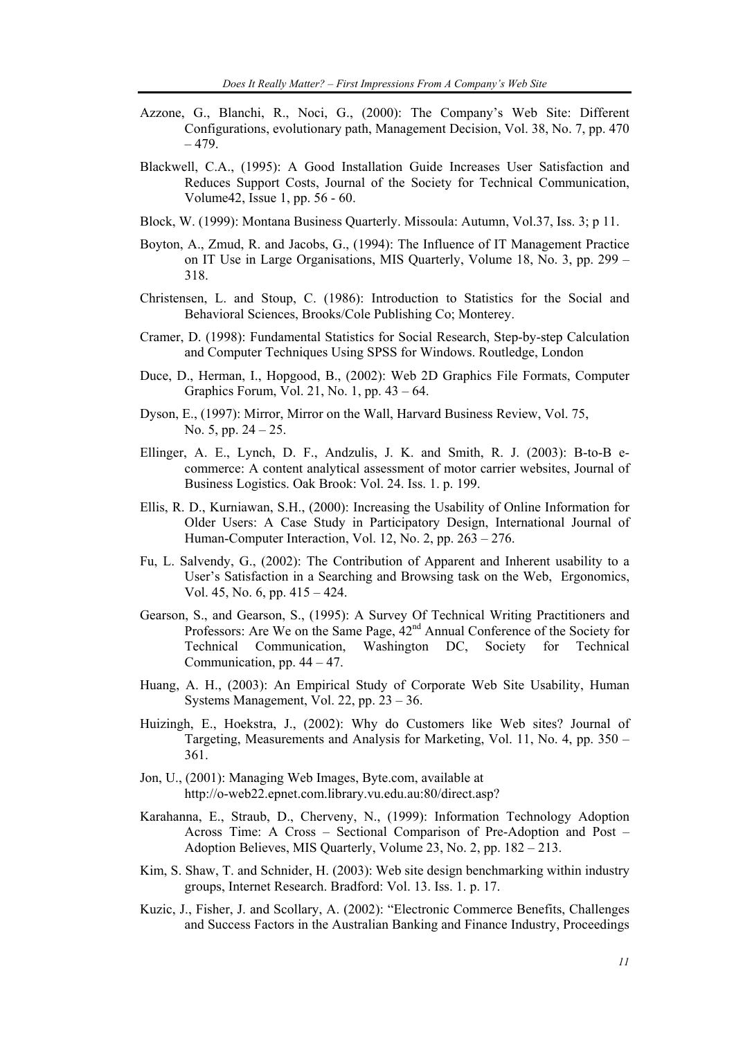Azzone, G., Blanchi, R., Noci, G., (2000): The Company's Web Site: Different Configurations, evolutionary path, Management Decision, Vol. 38, No. 7, pp. 470 – 479.

Blackwell, C.A., (1995): A Good Installation Guide Increases User Satisfaction and Reduces Support Costs, Journal of the Society for Technical Communication, Volume42, Issue 1, pp. 56 - 60.

Block, W. (1999): Montana Business Quarterly. Missoula: Autumn, Vol.37, Iss. 3; p 11.

Boyton, A., Zmud, R. and Jacobs, G., (1994): The Influence of IT Management Practice on IT Use in Large Organisations, MIS Quarterly, Volume 18, No. 3, pp. 299 – 318.

Christensen, L. and Stoup, C. (1986): Introduction to Statistics for the Social and Behavioral Sciences, Brooks/Cole Publishing Co; Monterey.

Cramer, D. (1998): Fundamental Statistics for Social Research, Step-by-step Calculation and Computer Techniques Using SPSS for Windows. Routledge, London

Duce, D., Herman, I., Hopgood, B., (2002): Web 2D Graphics File Formats, Computer Graphics Forum, Vol. 21, No. 1, pp. 43 – 64.

Dyson, E., (1997): Mirror, Mirror on the Wall, Harvard Business Review, Vol. 75, No. 5, pp. 24 – 25.

Ellinger, A. E., Lynch, D. F., Andzulis, J. K. and Smith, R. J. (2003): B-to-B e-commerce: A content analytical assessment of motor carrier websites, Journal of Business Logistics. Oak Brook: Vol. 24. Iss. 1. p. 199.

Ellis, R. D., Kurniawan, S.H., (2000): Increasing the Usability of Online Information for Older Users: A Case Study in Participatory Design, International Journal of Human-Computer Interaction, Vol. 12, No. 2, pp. 263 – 276.

Fu, L. Salvendy, G., (2002): The Contribution of Apparent and Inherent usability to a User's Satisfaction in a Searching and Browsing task on the Web, Ergonomics, Vol. 45, No. 6, pp. 415 – 424.

Gearson, S., and Gearson, S., (1995): A Survey Of Technical Writing Practitioners and Professors: Are We on the Same Page, 42nd Annual Conference of the Society for Technical Communication, Washington DC, Society for Technical Communication, pp. 44 – 47.

Huang, A. H., (2003): An Empirical Study of Corporate Web Site Usability, Human Systems Management, Vol. 22, pp. 23 – 36.

Huizingh, E., Hoekstra, J., (2002): Why do Customers like Web sites? Journal of Targeting, Measurements and Analysis for Marketing, Vol. 11, No. 4, pp. 350 – 361.

Jon, U., (2001): Managing Web Images, Byte.com, available at http://o-web22.epnet.com.library.vu.edu.au:80/direct.asp?

Karahanna, E., Straub, D., Cherveny, N., (1999): Information Technology Adoption Across Time: A Cross – Sectional Comparison of Pre-Adoption and Post – Adoption Believes, MIS Quarterly, Volume 23, No. 2, pp. 182 – 213.

Kim, S. Shaw, T. and Schnider, H. (2003): Web site design benchmarking within industry groups, Internet Research. Bradford: Vol. 13. Iss. 1. p. 17.

Kuzic, J., Fisher, J. and Scollary, A. (2002): "Electronic Commerce Benefits, Challenges and Success Factors in the Australian Banking and Finance Industry, Proceedings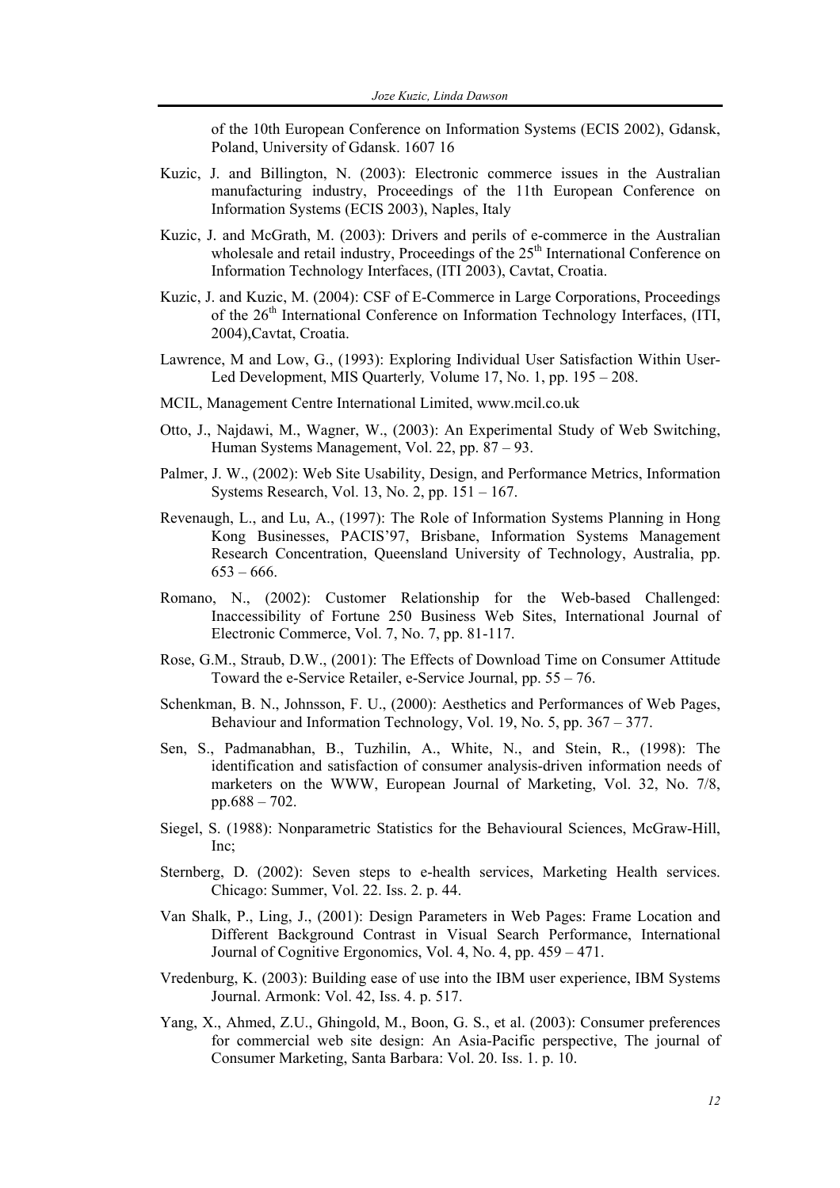of the 10th European Conference on Information Systems (ECIS 2002), Gdansk, Poland, University of Gdansk. 1607 16

Kuzic, J. and Billington, N. (2003): Electronic commerce issues in the Australian manufacturing industry, Proceedings of the 11th European Conference on Information Systems (ECIS 2003), Naples, Italy

Kuzic, J. and McGrath, M. (2003): Drivers and perils of e-commerce in the Australian wholesale and retail industry, Proceedings of the 25th International Conference on Information Technology Interfaces, (ITI 2003), Cavtat, Croatia.

Kuzic, J. and Kuzic, M. (2004): CSF of E-Commerce in Large Corporations, Proceedings of the 26th International Conference on Information Technology Interfaces, (ITI, 2004),Cavtat, Croatia.

Lawrence, M and Low, G., (1993): Exploring Individual User Satisfaction Within User-Led Development, MIS Quarterly*,* Volume 17, No. 1, pp. 195 – 208.

MCIL, Management Centre International Limited, www.mcil.co.uk

Otto, J., Najdawi, M., Wagner, W., (2003): An Experimental Study of Web Switching, Human Systems Management, Vol. 22, pp. 87 – 93.

Palmer, J. W., (2002): Web Site Usability, Design, and Performance Metrics, Information Systems Research, Vol. 13, No. 2, pp. 151 – 167.

Revenaugh, L., and Lu, A., (1997): The Role of Information Systems Planning in Hong Kong Businesses, PACIS'97, Brisbane, Information Systems Management Research Concentration, Queensland University of Technology, Australia, pp. 653 – 666.

Romano, N., (2002): Customer Relationship for the Web-based Challenged: Inaccessibility of Fortune 250 Business Web Sites, International Journal of Electronic Commerce, Vol. 7, No. 7, pp. 81-117.

Rose, G.M., Straub, D.W., (2001): The Effects of Download Time on Consumer Attitude Toward the e-Service Retailer, e-Service Journal, pp. 55 – 76.

Schenkman, B. N., Johnsson, F. U., (2000): Aesthetics and Performances of Web Pages, Behaviour and Information Technology, Vol. 19, No. 5, pp. 367 – 377.

Sen, S., Padmanabhan, B., Tuzhilin, A., White, N., and Stein, R., (1998): The identification and satisfaction of consumer analysis-driven information needs of marketers on the WWW, European Journal of Marketing, Vol. 32, No. 7/8, pp.688 – 702.

Siegel, S. (1988): Nonparametric Statistics for the Behavioural Sciences, McGraw-Hill, Inc;

Sternberg, D. (2002): Seven steps to e-health services, Marketing Health services. Chicago: Summer, Vol. 22. Iss. 2. p. 44.

Van Shalk, P., Ling, J., (2001): Design Parameters in Web Pages: Frame Location and Different Background Contrast in Visual Search Performance, International Journal of Cognitive Ergonomics, Vol. 4, No. 4, pp. 459 – 471.

Vredenburg, K. (2003): Building ease of use into the IBM user experience, IBM Systems Journal. Armonk: Vol. 42, Iss. 4. p. 517.

Yang, X., Ahmed, Z.U., Ghingold, M., Boon, G. S., et al. (2003): Consumer preferences for commercial web site design: An Asia-Pacific perspective, The journal of Consumer Marketing, Santa Barbara: Vol. 20. Iss. 1. p. 10.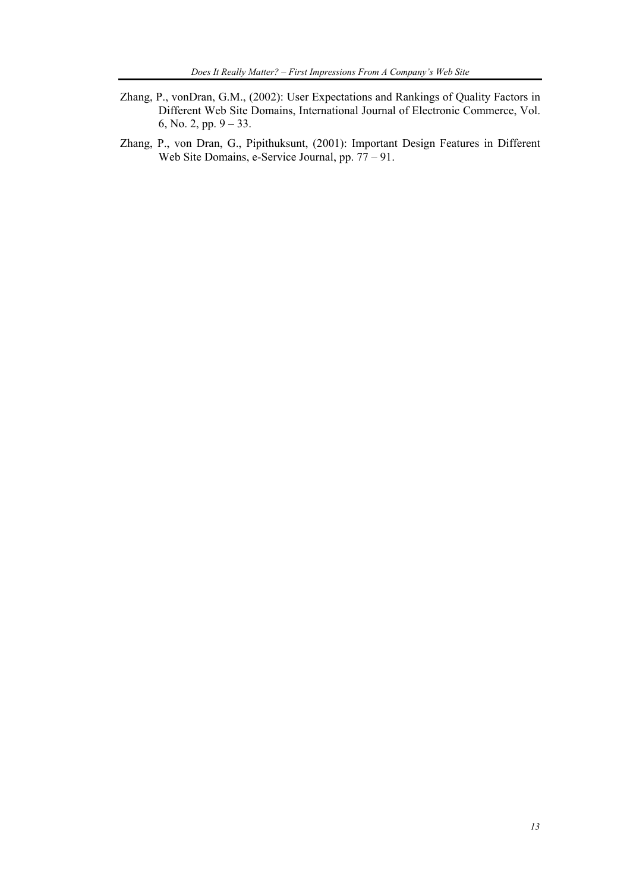Zhang, P., vonDran, G.M., (2002): User Expectations and Rankings of Quality Factors in Different Web Site Domains, International Journal of Electronic Commerce, Vol. 6, No. 2, pp. 9 – 33.

Zhang, P., von Dran, G., Pipithuksunt, (2001): Important Design Features in Different Web Site Domains, e-Service Journal, pp. 77 – 91.